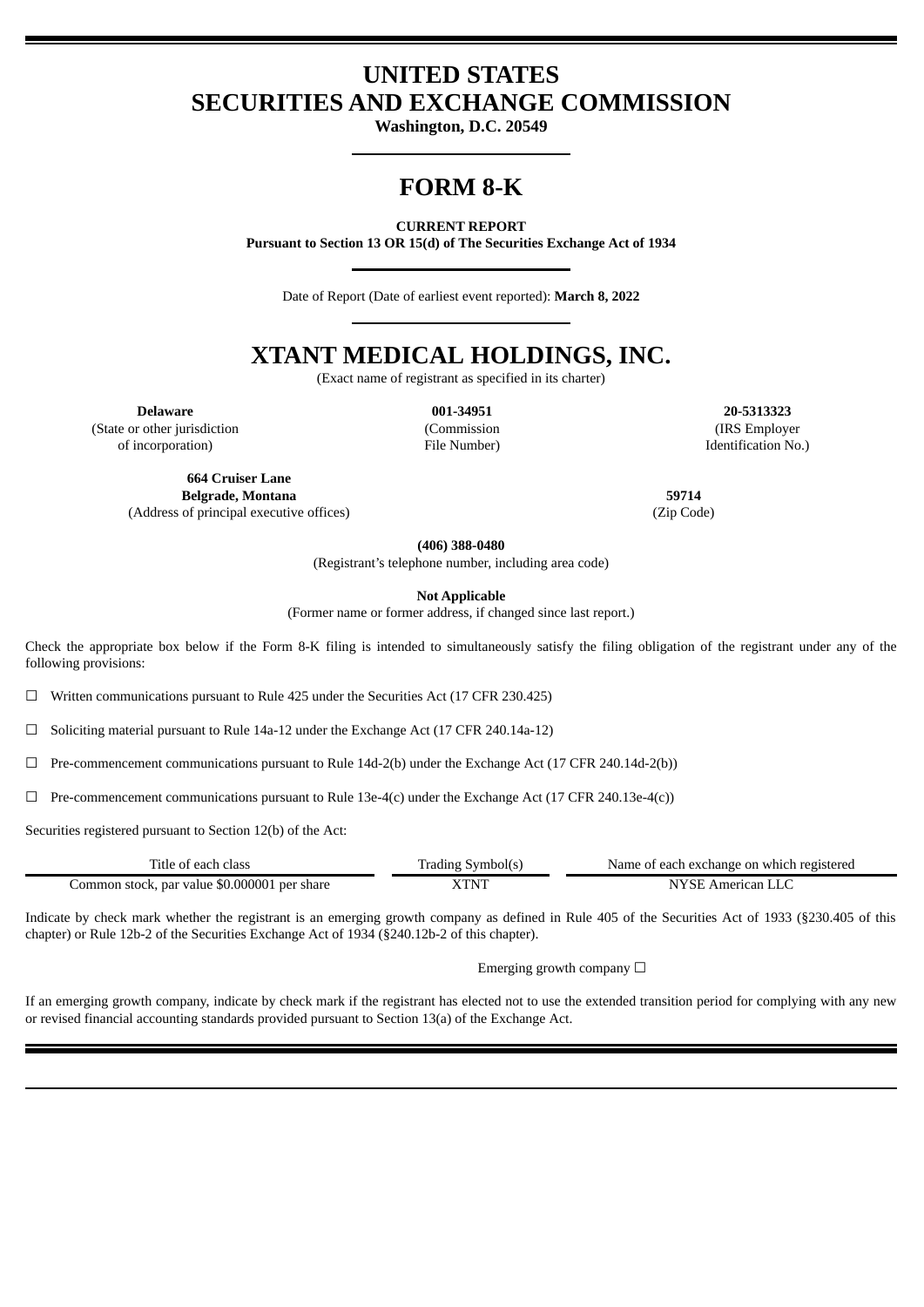# UNITED STATES
# SECURITIES AND EXCHANGE COMMISSION

**Washington, D.C. 20549**

# FORM 8-K

**CURRENT REPORT**
**Pursuant to Section 13 OR 15(d) of The Securities Exchange Act of 1934**

Date of Report (Date of earliest event reported): **March 8, 2022**

# XTANT MEDICAL HOLDINGS, INC.

(Exact name of registrant as specified in its charter)

| **Delaware** | **001-34951** | **20-5313323** |
|---|---|---|
| (State or other jurisdiction of incorporation) | (Commission File Number) | (IRS Employer Identification No.) |

| **664 Cruiser Lane Belgrade, Montana** | **59714** |
|---|---|
| (Address of principal executive offices) | (Zip Code) |

**(406) 388-0480**
(Registrant's telephone number, including area code)

**Not Applicable**
(Former name or former address, if changed since last report.)

Check the appropriate box below if the Form 8-K filing is intended to simultaneously satisfy the filing obligation of the registrant under any of the following provisions:

☐ Written communications pursuant to Rule 425 under the Securities Act (17 CFR 230.425)

☐ Soliciting material pursuant to Rule 14a-12 under the Exchange Act (17 CFR 240.14a-12)

☐ Pre-commencement communications pursuant to Rule 14d-2(b) under the Exchange Act (17 CFR 240.14d-2(b))

☐ Pre-commencement communications pursuant to Rule 13e-4(c) under the Exchange Act (17 CFR 240.13e-4(c))

Securities registered pursuant to Section 12(b) of the Act:

| Title of each class | Trading Symbol(s) | Name of each exchange on which registered |
|---|---|---|
| Common stock, par value $0.000001 per share | XTNT | NYSE American LLC |

Indicate by check mark whether the registrant is an emerging growth company as defined in Rule 405 of the Securities Act of 1933 (§230.405 of this chapter) or Rule 12b-2 of the Securities Exchange Act of 1934 (§240.12b-2 of this chapter).

Emerging growth company ☐

If an emerging growth company, indicate by check mark if the registrant has elected not to use the extended transition period for complying with any new or revised financial accounting standards provided pursuant to Section 13(a) of the Exchange Act.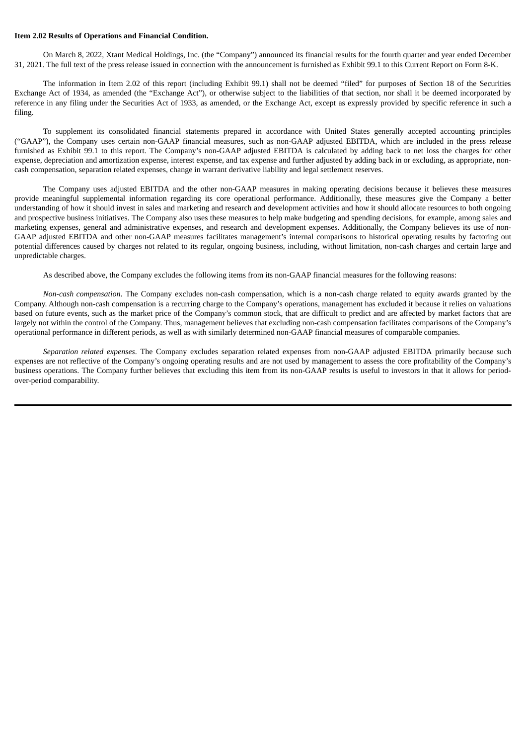**Item 2.02 Results of Operations and Financial Condition.**

On March 8, 2022, Xtant Medical Holdings, Inc. (the "Company") announced its financial results for the fourth quarter and year ended December 31, 2021. The full text of the press release issued in connection with the announcement is furnished as Exhibit 99.1 to this Current Report on Form 8-K.

The information in Item 2.02 of this report (including Exhibit 99.1) shall not be deemed "filed" for purposes of Section 18 of the Securities Exchange Act of 1934, as amended (the "Exchange Act"), or otherwise subject to the liabilities of that section, nor shall it be deemed incorporated by reference in any filing under the Securities Act of 1933, as amended, or the Exchange Act, except as expressly provided by specific reference in such a filing.

To supplement its consolidated financial statements prepared in accordance with United States generally accepted accounting principles ("GAAP"), the Company uses certain non-GAAP financial measures, such as non-GAAP adjusted EBITDA, which are included in the press release furnished as Exhibit 99.1 to this report. The Company's non-GAAP adjusted EBITDA is calculated by adding back to net loss the charges for other expense, depreciation and amortization expense, interest expense, and tax expense and further adjusted by adding back in or excluding, as appropriate, non-cash compensation, separation related expenses, change in warrant derivative liability and legal settlement reserves.

The Company uses adjusted EBITDA and the other non-GAAP measures in making operating decisions because it believes these measures provide meaningful supplemental information regarding its core operational performance. Additionally, these measures give the Company a better understanding of how it should invest in sales and marketing and research and development activities and how it should allocate resources to both ongoing and prospective business initiatives. The Company also uses these measures to help make budgeting and spending decisions, for example, among sales and marketing expenses, general and administrative expenses, and research and development expenses. Additionally, the Company believes its use of non-GAAP adjusted EBITDA and other non-GAAP measures facilitates management's internal comparisons to historical operating results by factoring out potential differences caused by charges not related to its regular, ongoing business, including, without limitation, non-cash charges and certain large and unpredictable charges.

As described above, the Company excludes the following items from its non-GAAP financial measures for the following reasons:

*Non-cash compensation*. The Company excludes non-cash compensation, which is a non-cash charge related to equity awards granted by the Company. Although non-cash compensation is a recurring charge to the Company's operations, management has excluded it because it relies on valuations based on future events, such as the market price of the Company's common stock, that are difficult to predict and are affected by market factors that are largely not within the control of the Company. Thus, management believes that excluding non-cash compensation facilitates comparisons of the Company's operational performance in different periods, as well as with similarly determined non-GAAP financial measures of comparable companies.

*Separation related expenses*. The Company excludes separation related expenses from non-GAAP adjusted EBITDA primarily because such expenses are not reflective of the Company's ongoing operating results and are not used by management to assess the core profitability of the Company's business operations. The Company further believes that excluding this item from its non-GAAP results is useful to investors in that it allows for period-over-period comparability.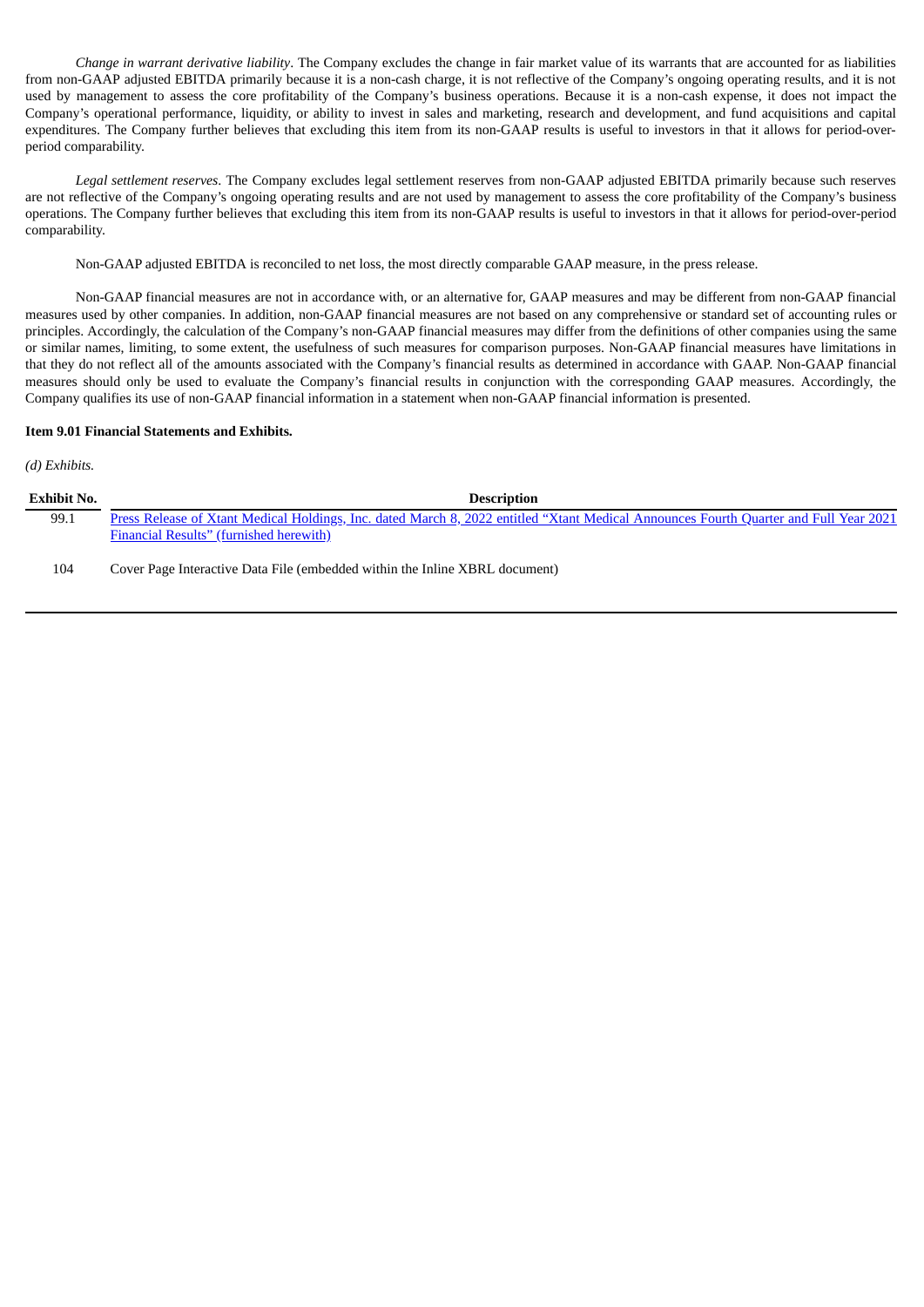*Change in warrant derivative liability*. The Company excludes the change in fair market value of its warrants that are accounted for as liabilities from non-GAAP adjusted EBITDA primarily because it is a non-cash charge, it is not reflective of the Company's ongoing operating results, and it is not used by management to assess the core profitability of the Company's business operations. Because it is a non-cash expense, it does not impact the Company's operational performance, liquidity, or ability to invest in sales and marketing, research and development, and fund acquisitions and capital expenditures. The Company further believes that excluding this item from its non-GAAP results is useful to investors in that it allows for period-over-period comparability.

*Legal settlement reserves*. The Company excludes legal settlement reserves from non-GAAP adjusted EBITDA primarily because such reserves are not reflective of the Company's ongoing operating results and are not used by management to assess the core profitability of the Company's business operations. The Company further believes that excluding this item from its non-GAAP results is useful to investors in that it allows for period-over-period comparability.

Non-GAAP adjusted EBITDA is reconciled to net loss, the most directly comparable GAAP measure, in the press release.

Non-GAAP financial measures are not in accordance with, or an alternative for, GAAP measures and may be different from non-GAAP financial measures used by other companies. In addition, non-GAAP financial measures are not based on any comprehensive or standard set of accounting rules or principles. Accordingly, the calculation of the Company's non-GAAP financial measures may differ from the definitions of other companies using the same or similar names, limiting, to some extent, the usefulness of such measures for comparison purposes. Non-GAAP financial measures have limitations in that they do not reflect all of the amounts associated with the Company's financial results as determined in accordance with GAAP. Non-GAAP financial measures should only be used to evaluate the Company's financial results in conjunction with the corresponding GAAP measures. Accordingly, the Company qualifies its use of non-GAAP financial information in a statement when non-GAAP financial information is presented.

**Item 9.01 Financial Statements and Exhibits.**

*(d) Exhibits.*

| Exhibit No. | Description |
|---|---|
| 99.1 | Press Release of Xtant Medical Holdings, Inc. dated March 8, 2022 entitled "Xtant Medical Announces Fourth Quarter and Full Year 2021 Financial Results" (furnished herewith) |
| 104 | Cover Page Interactive Data File (embedded within the Inline XBRL document) |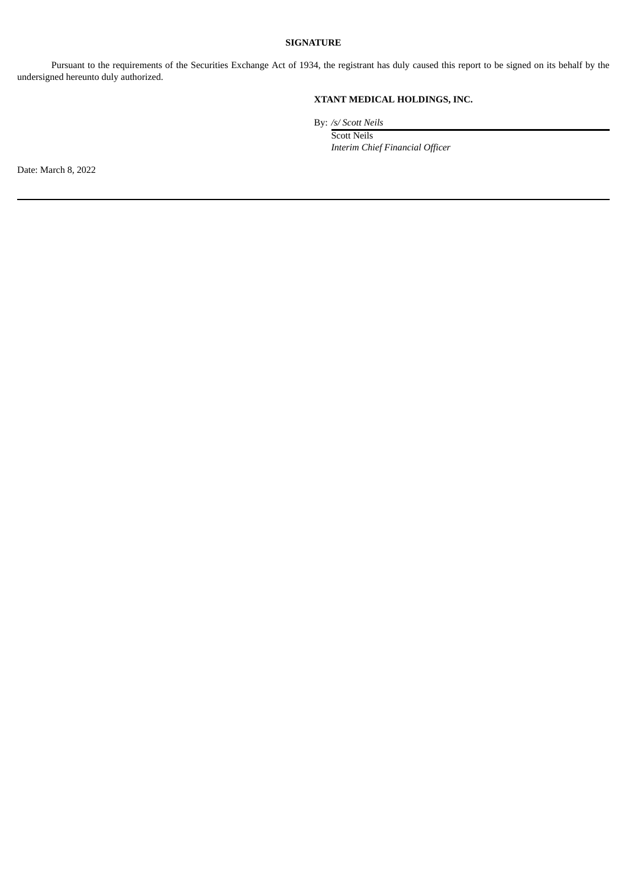**SIGNATURE**

Pursuant to the requirements of the Securities Exchange Act of 1934, the registrant has duly caused this report to be signed on its behalf by the undersigned hereunto duly authorized.

**XTANT MEDICAL HOLDINGS, INC.**

By: */s/ Scott Neils*

Scott Neils

*Interim Chief Financial Officer*

Date: March 8, 2022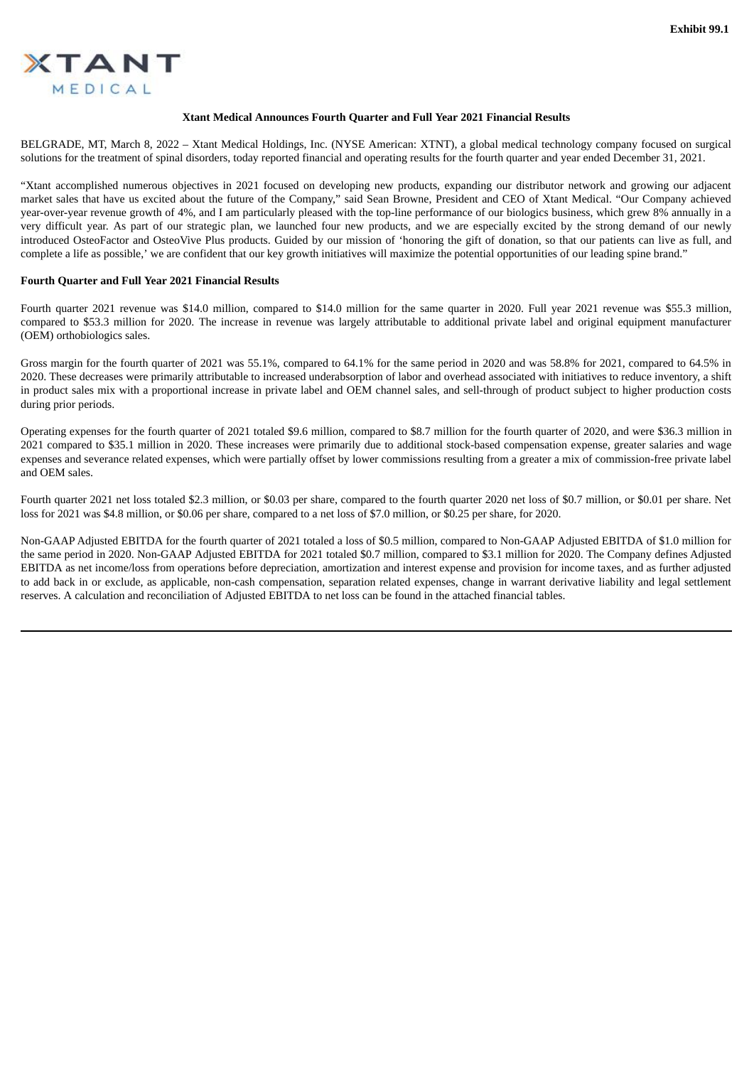**Exhibit 99.1**

XTANT MEDICAL

**Xtant Medical Announces Fourth Quarter and Full Year 2021 Financial Results**

BELGRADE, MT, March 8, 2022 – Xtant Medical Holdings, Inc. (NYSE American: XTNT), a global medical technology company focused on surgical solutions for the treatment of spinal disorders, today reported financial and operating results for the fourth quarter and year ended December 31, 2021.

"Xtant accomplished numerous objectives in 2021 focused on developing new products, expanding our distributor network and growing our adjacent market sales that have us excited about the future of the Company," said Sean Browne, President and CEO of Xtant Medical. "Our Company achieved year-over-year revenue growth of 4%, and I am particularly pleased with the top-line performance of our biologics business, which grew 8% annually in a very difficult year. As part of our strategic plan, we launched four new products, and we are especially excited by the strong demand of our newly introduced OsteoFactor and OsteoVive Plus products. Guided by our mission of 'honoring the gift of donation, so that our patients can live as full, and complete a life as possible,' we are confident that our key growth initiatives will maximize the potential opportunities of our leading spine brand."

**Fourth Quarter and Full Year 2021 Financial Results**

Fourth quarter 2021 revenue was $14.0 million, compared to $14.0 million for the same quarter in 2020. Full year 2021 revenue was $55.3 million, compared to $53.3 million for 2020. The increase in revenue was largely attributable to additional private label and original equipment manufacturer (OEM) orthobiologics sales.

Gross margin for the fourth quarter of 2021 was 55.1%, compared to 64.1% for the same period in 2020 and was 58.8% for 2021, compared to 64.5% in 2020. These decreases were primarily attributable to increased underabsorption of labor and overhead associated with initiatives to reduce inventory, a shift in product sales mix with a proportional increase in private label and OEM channel sales, and sell-through of product subject to higher production costs during prior periods.

Operating expenses for the fourth quarter of 2021 totaled $9.6 million, compared to $8.7 million for the fourth quarter of 2020, and were $36.3 million in 2021 compared to $35.1 million in 2020. These increases were primarily due to additional stock-based compensation expense, greater salaries and wage expenses and severance related expenses, which were partially offset by lower commissions resulting from a greater a mix of commission-free private label and OEM sales.

Fourth quarter 2021 net loss totaled $2.3 million, or $0.03 per share, compared to the fourth quarter 2020 net loss of $0.7 million, or $0.01 per share. Net loss for 2021 was $4.8 million, or $0.06 per share, compared to a net loss of $7.0 million, or $0.25 per share, for 2020.

Non-GAAP Adjusted EBITDA for the fourth quarter of 2021 totaled a loss of $0.5 million, compared to Non-GAAP Adjusted EBITDA of $1.0 million for the same period in 2020. Non-GAAP Adjusted EBITDA for 2021 totaled $0.7 million, compared to $3.1 million for 2020. The Company defines Adjusted EBITDA as net income/loss from operations before depreciation, amortization and interest expense and provision for income taxes, and as further adjusted to add back in or exclude, as applicable, non-cash compensation, separation related expenses, change in warrant derivative liability and legal settlement reserves. A calculation and reconciliation of Adjusted EBITDA to net loss can be found in the attached financial tables.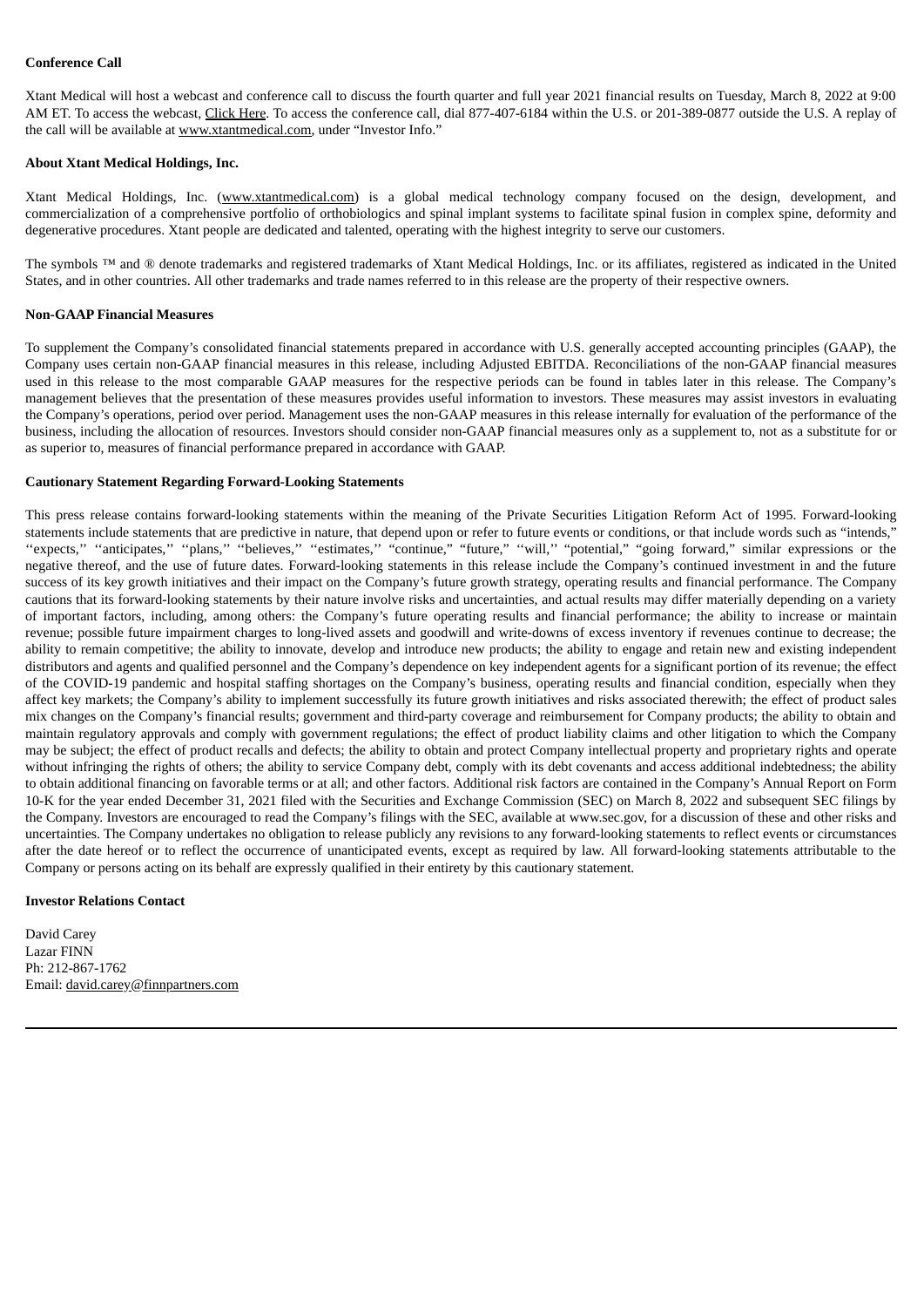**Conference Call**

Xtant Medical will host a webcast and conference call to discuss the fourth quarter and full year 2021 financial results on Tuesday, March 8, 2022 at 9:00 AM ET. To access the webcast, Click Here. To access the conference call, dial 877-407-6184 within the U.S. or 201-389-0877 outside the U.S. A replay of the call will be available at www.xtantmedical.com, under "Investor Info."

**About Xtant Medical Holdings, Inc.**

Xtant Medical Holdings, Inc. (www.xtantmedical.com) is a global medical technology company focused on the design, development, and commercialization of a comprehensive portfolio of orthobiologics and spinal implant systems to facilitate spinal fusion in complex spine, deformity and degenerative procedures. Xtant people are dedicated and talented, operating with the highest integrity to serve our customers.

The symbols ™ and ® denote trademarks and registered trademarks of Xtant Medical Holdings, Inc. or its affiliates, registered as indicated in the United States, and in other countries. All other trademarks and trade names referred to in this release are the property of their respective owners.

**Non-GAAP Financial Measures**

To supplement the Company's consolidated financial statements prepared in accordance with U.S. generally accepted accounting principles (GAAP), the Company uses certain non-GAAP financial measures in this release, including Adjusted EBITDA. Reconciliations of the non-GAAP financial measures used in this release to the most comparable GAAP measures for the respective periods can be found in tables later in this release. The Company's management believes that the presentation of these measures provides useful information to investors. These measures may assist investors in evaluating the Company's operations, period over period. Management uses the non-GAAP measures in this release internally for evaluation of the performance of the business, including the allocation of resources. Investors should consider non-GAAP financial measures only as a supplement to, not as a substitute for or as superior to, measures of financial performance prepared in accordance with GAAP.

**Cautionary Statement Regarding Forward-Looking Statements**

This press release contains forward-looking statements within the meaning of the Private Securities Litigation Reform Act of 1995. Forward-looking statements include statements that are predictive in nature, that depend upon or refer to future events or conditions, or that include words such as "intends," "expects," "anticipates," "plans," "believes," "estimates," "continue," "future," "will," "potential," "going forward," similar expressions or the negative thereof, and the use of future dates. Forward-looking statements in this release include the Company's continued investment in and the future success of its key growth initiatives and their impact on the Company's future growth strategy, operating results and financial performance. The Company cautions that its forward-looking statements by their nature involve risks and uncertainties, and actual results may differ materially depending on a variety of important factors, including, among others: the Company's future operating results and financial performance; the ability to increase or maintain revenue; possible future impairment charges to long-lived assets and goodwill and write-downs of excess inventory if revenues continue to decrease; the ability to remain competitive; the ability to innovate, develop and introduce new products; the ability to engage and retain new and existing independent distributors and agents and qualified personnel and the Company's dependence on key independent agents for a significant portion of its revenue; the effect of the COVID-19 pandemic and hospital staffing shortages on the Company's business, operating results and financial condition, especially when they affect key markets; the Company's ability to implement successfully its future growth initiatives and risks associated therewith; the effect of product sales mix changes on the Company's financial results; government and third-party coverage and reimbursement for Company products; the ability to obtain and maintain regulatory approvals and comply with government regulations; the effect of product liability claims and other litigation to which the Company may be subject; the effect of product recalls and defects; the ability to obtain and protect Company intellectual property and proprietary rights and operate without infringing the rights of others; the ability to service Company debt, comply with its debt covenants and access additional indebtedness; the ability to obtain additional financing on favorable terms or at all; and other factors. Additional risk factors are contained in the Company's Annual Report on Form 10-K for the year ended December 31, 2021 filed with the Securities and Exchange Commission (SEC) on March 8, 2022 and subsequent SEC filings by the Company. Investors are encouraged to read the Company's filings with the SEC, available at www.sec.gov, for a discussion of these and other risks and uncertainties. The Company undertakes no obligation to release publicly any revisions to any forward-looking statements to reflect events or circumstances after the date hereof or to reflect the occurrence of unanticipated events, except as required by law. All forward-looking statements attributable to the Company or persons acting on its behalf are expressly qualified in their entirety by this cautionary statement.

**Investor Relations Contact**

David Carey
Lazar FINN
Ph: 212-867-1762
Email: david.carey@finnpartners.com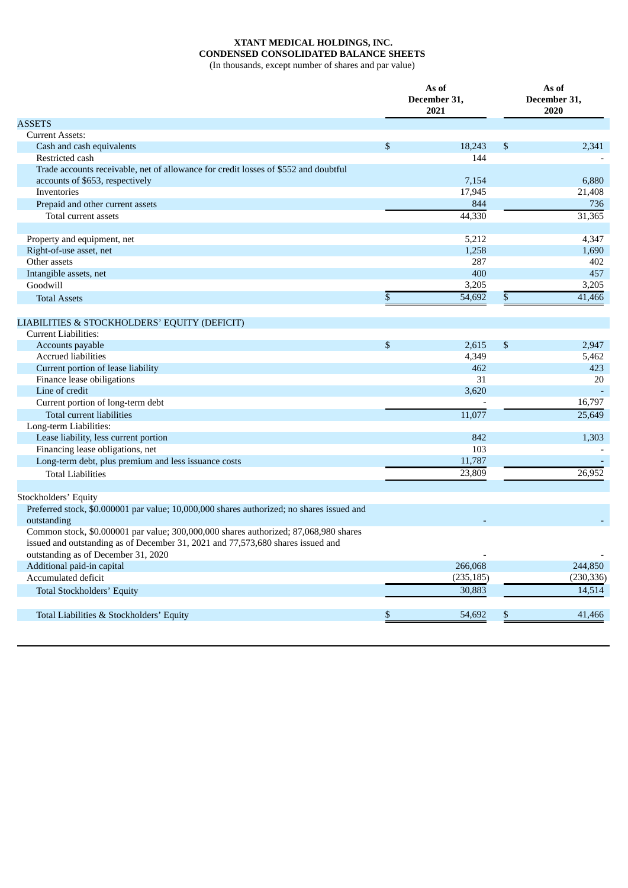**XTANT MEDICAL HOLDINGS, INC.**
**CONDENSED CONSOLIDATED BALANCE SHEETS**
(In thousands, except number of shares and par value)

| | As of December 31, 2021 | As of December 31, 2020 |
|---|---|---|
| ASSETS | | |
| Current Assets: | | |
| Cash and cash equivalents | $ 18,243 | $ 2,341 |
| Restricted cash | 144 | - |
| Trade accounts receivable, net of allowance for credit losses of $552 and doubtful accounts of $653, respectively | 7,154 | 6,880 |
| Inventories | 17,945 | 21,408 |
| Prepaid and other current assets | 844 | 736 |
| Total current assets | 44,330 | 31,365 |
| | | |
| Property and equipment, net | 5,212 | 4,347 |
| Right-of-use asset, net | 1,258 | 1,690 |
| Other assets | 287 | 402 |
| Intangible assets, net | 400 | 457 |
| Goodwill | 3,205 | 3,205 |
| Total Assets | $ 54,692 | $ 41,466 |
| | | |
| LIABILITIES & STOCKHOLDERS' EQUITY (DEFICIT) | | |
| Current Liabilities: | | |
| Accounts payable | $ 2,615 | $ 2,947 |
| Accrued liabilities | 4,349 | 5,462 |
| Current portion of lease liability | 462 | 423 |
| Finance lease obiligations | 31 | 20 |
| Line of credit | 3,620 | - |
| Current portion of long-term debt | - | 16,797 |
| Total current liabilities | 11,077 | 25,649 |
| Long-term Liabilities: | | |
| Lease liability, less current portion | 842 | 1,303 |
| Financing lease obligations, net | 103 | - |
| Long-term debt, plus premium and less issuance costs | 11,787 | - |
| Total Liabilities | 23,809 | 26,952 |
| | | |
| Stockholders' Equity | | |
| Preferred stock, $0.000001 par value; 10,000,000 shares authorized; no shares issued and outstanding | - | - |
| Common stock, $0.000001 par value; 300,000,000 shares authorized; 87,068,980 shares issued and outstanding as of December 31, 2021 and 77,573,680 shares issued and outstanding as of December 31, 2020 | - | - |
| Additional paid-in capital | 266,068 | 244,850 |
| Accumulated deficit | (235,185) | (230,336) |
| Total Stockholders' Equity | 30,883 | 14,514 |
| | | |
| Total Liabilities & Stockholders' Equity | $ 54,692 | $ 41,466 |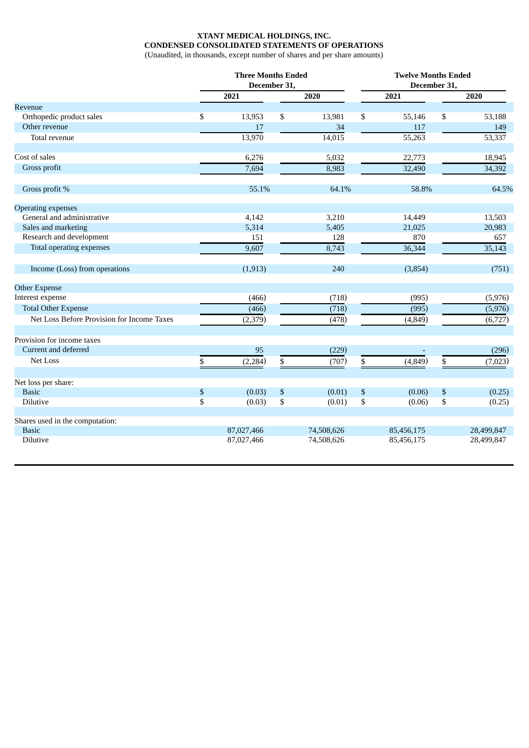# XTANT MEDICAL HOLDINGS, INC.
## CONDENSED CONSOLIDATED STATEMENTS OF OPERATIONS
(Unaudited, in thousands, except number of shares and per share amounts)

| | Three Months Ended December 31, | | Twelve Months Ended December 31, | |
|---|---|---|---|---|
| | 2021 | 2020 | 2021 | 2020 |
| **Revenue** | | | | |
| Orthopedic product sales | $ 13,953 | $ 13,981 | $ 55,146 | $ 53,188 |
| Other revenue | 17 | 34 | 117 | 149 |
| Total revenue | 13,970 | 14,015 | 55,263 | 53,337 |
| | | | | |
| Cost of sales | 6,276 | 5,032 | 22,773 | 18,945 |
| Gross profit | 7,694 | 8,983 | 32,490 | 34,392 |
| | | | | |
| Gross profit % | 55.1% | 64.1% | 58.8% | 64.5% |
| | | | | |
| **Operating expenses** | | | | |
| General and administrative | 4,142 | 3,210 | 14,449 | 13,503 |
| Sales and marketing | 5,314 | 5,405 | 21,025 | 20,983 |
| Research and development | 151 | 128 | 870 | 657 |
| Total operating expenses | 9,607 | 8,743 | 36,344 | 35,143 |
| | | | | |
| Income (Loss) from operations | (1,913) | 240 | (3,854) | (751) |
| | | | | |
| **Other Expense** | | | | |
| Interest expense | (466) | (718) | (995) | (5,976) |
| Total Other Expense | (466) | (718) | (995) | (5,976) |
| Net Loss Before Provision for Income Taxes | (2,379) | (478) | (4,849) | (6,727) |
| | | | | |
| **Provision for income taxes** | | | | |
| Current and deferred | 95 | (229) | - | (296) |
| Net Loss | $ (2,284) | $ (707) | $ (4,849) | $ (7,023) |
| | | | | |
| **Net loss per share:** | | | | |
| Basic | $ (0.03) | $ (0.01) | $ (0.06) | $ (0.25) |
| Dilutive | $ (0.03) | $ (0.01) | $ (0.06) | $ (0.25) |
| | | | | |
| **Shares used in the computation:** | | | | |
| Basic | 87,027,466 | 74,508,626 | 85,456,175 | 28,499,847 |
| Dilutive | 87,027,466 | 74,508,626 | 85,456,175 | 28,499,847 |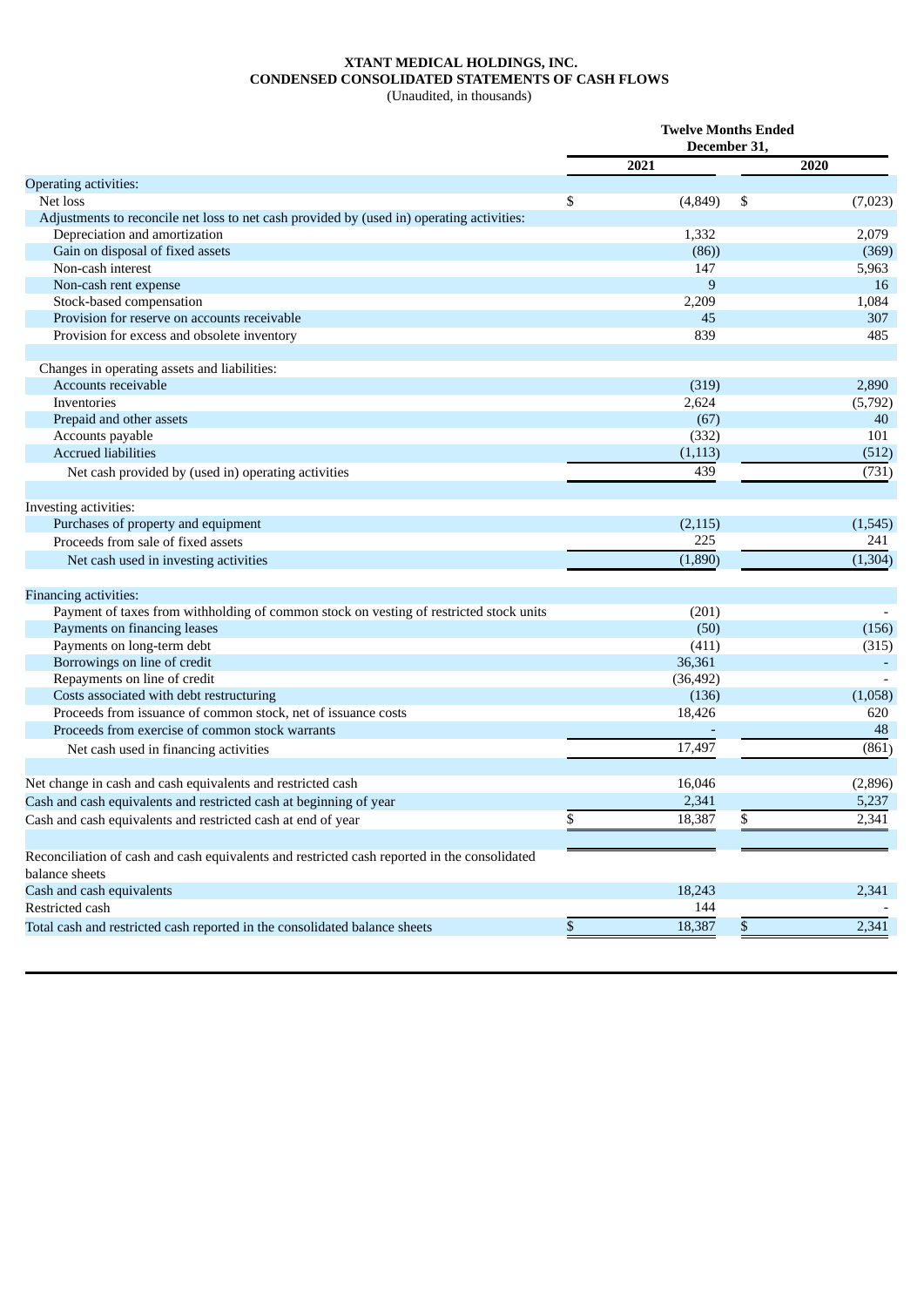**XTANT MEDICAL HOLDINGS, INC.**
**CONDENSED CONSOLIDATED STATEMENTS OF CASH FLOWS**
(Unaudited, in thousands)

| | Twelve Months Ended December 31, | |
|---|---|---|
| | **2021** | **2020** |
| Operating activities: | | |
| Net loss | $ (4,849) | $ (7,023) |
| Adjustments to reconcile net loss to net cash provided by (used in) operating activities: | | |
| Depreciation and amortization | 1,332 | 2,079 |
| Gain on disposal of fixed assets | (86)) | (369) |
| Non-cash interest | 147 | 5,963 |
| Non-cash rent expense | 9 | 16 |
| Stock-based compensation | 2,209 | 1,084 |
| Provision for reserve on accounts receivable | 45 | 307 |
| Provision for excess and obsolete inventory | 839 | 485 |
| | | |
| Changes in operating assets and liabilities: | | |
| Accounts receivable | (319) | 2,890 |
| Inventories | 2,624 | (5,792) |
| Prepaid and other assets | (67) | 40 |
| Accounts payable | (332) | 101 |
| Accrued liabilities | (1,113) | (512) |
| Net cash provided by (used in) operating activities | 439 | (731) |
| | | |
| Investing activities: | | |
| Purchases of property and equipment | (2,115) | (1,545) |
| Proceeds from sale of fixed assets | 225 | 241 |
| Net cash used in investing activities | (1,890) | (1,304) |
| | | |
| Financing activities: | | |
| Payment of taxes from withholding of common stock on vesting of restricted stock units | (201) | - |
| Payments on financing leases | (50) | (156) |
| Payments on long-term debt | (411) | (315) |
| Borrowings on line of credit | 36,361 | - |
| Repayments on line of credit | (36,492) | - |
| Costs associated with debt restructuring | (136) | (1,058) |
| Proceeds from issuance of common stock, net of issuance costs | 18,426 | 620 |
| Proceeds from exercise of common stock warrants | - | 48 |
| Net cash used in financing activities | 17,497 | (861) |
| | | |
| Net change in cash and cash equivalents and restricted cash | 16,046 | (2,896) |
| Cash and cash equivalents and restricted cash at beginning of year | 2,341 | 5,237 |
| Cash and cash equivalents and restricted cash at end of year | $ 18,387 | $ 2,341 |
| | | |
| Reconciliation of cash and cash equivalents and restricted cash reported in the consolidated balance sheets | | |
| Cash and cash equivalents | 18,243 | 2,341 |
| Restricted cash | 144 | - |
| Total cash and restricted cash reported in the consolidated balance sheets | $ 18,387 | $ 2,341 |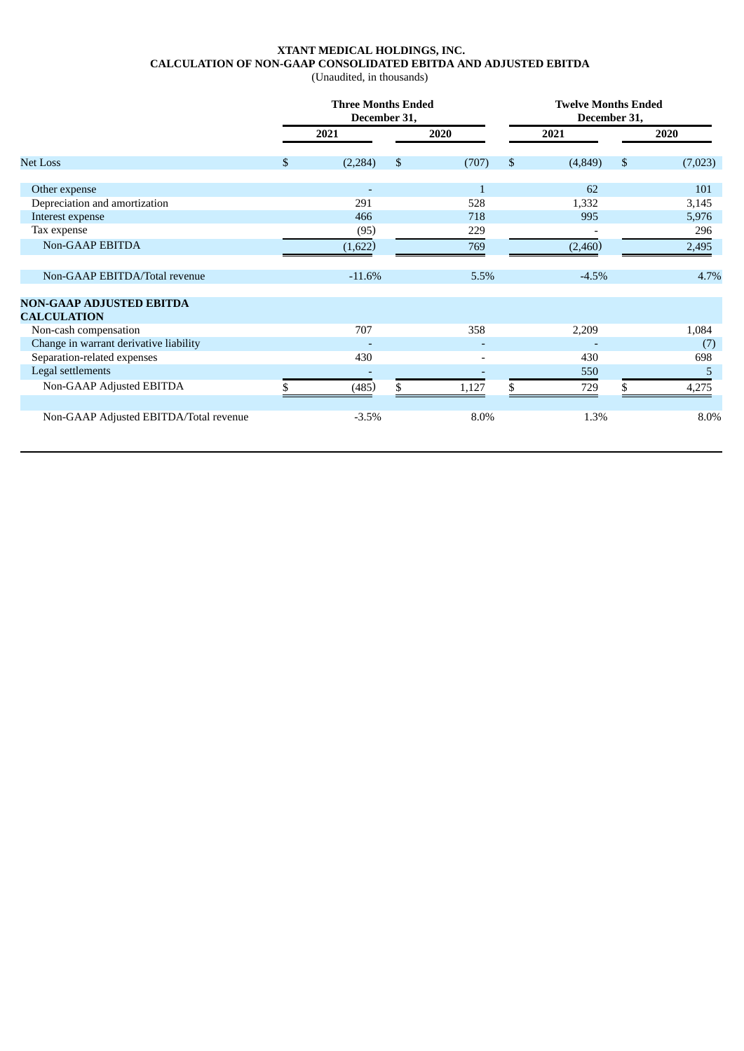**XTANT MEDICAL HOLDINGS, INC.**
**CALCULATION OF NON-GAAP CONSOLIDATED EBITDA AND ADJUSTED EBITDA**
(Unaudited, in thousands)

| | Three Months Ended December 31, | | Twelve Months Ended December 31, | |
|---|---|---|---|---|
| | 2021 | 2020 | 2021 | 2020 |
| Net Loss | $ (2,284) | $ (707) | $ (4,849) | $ (7,023) |
| Other expense | - | 1 | 62 | 101 |
| Depreciation and amortization | 291 | 528 | 1,332 | 3,145 |
| Interest expense | 466 | 718 | 995 | 5,976 |
| Tax expense | (95) | 229 | - | 296 |
| Non-GAAP EBITDA | (1,622) | 769 | (2,460) | 2,495 |
| Non-GAAP EBITDA/Total revenue | -11.6% | 5.5% | -4.5% | 4.7% |
| **NON-GAAP ADJUSTED EBITDA CALCULATION** | | | | |
| Non-cash compensation | 707 | 358 | 2,209 | 1,084 |
| Change in warrant derivative liability | - | - | - | (7) |
| Separation-related expenses | 430 | - | 430 | 698 |
| Legal settlements | - | - | 550 | 5 |
| Non-GAAP Adjusted EBITDA | $ (485) | $ 1,127 | $ 729 | $ 4,275 |
| Non-GAAP Adjusted EBITDA/Total revenue | -3.5% | 8.0% | 1.3% | 8.0% |